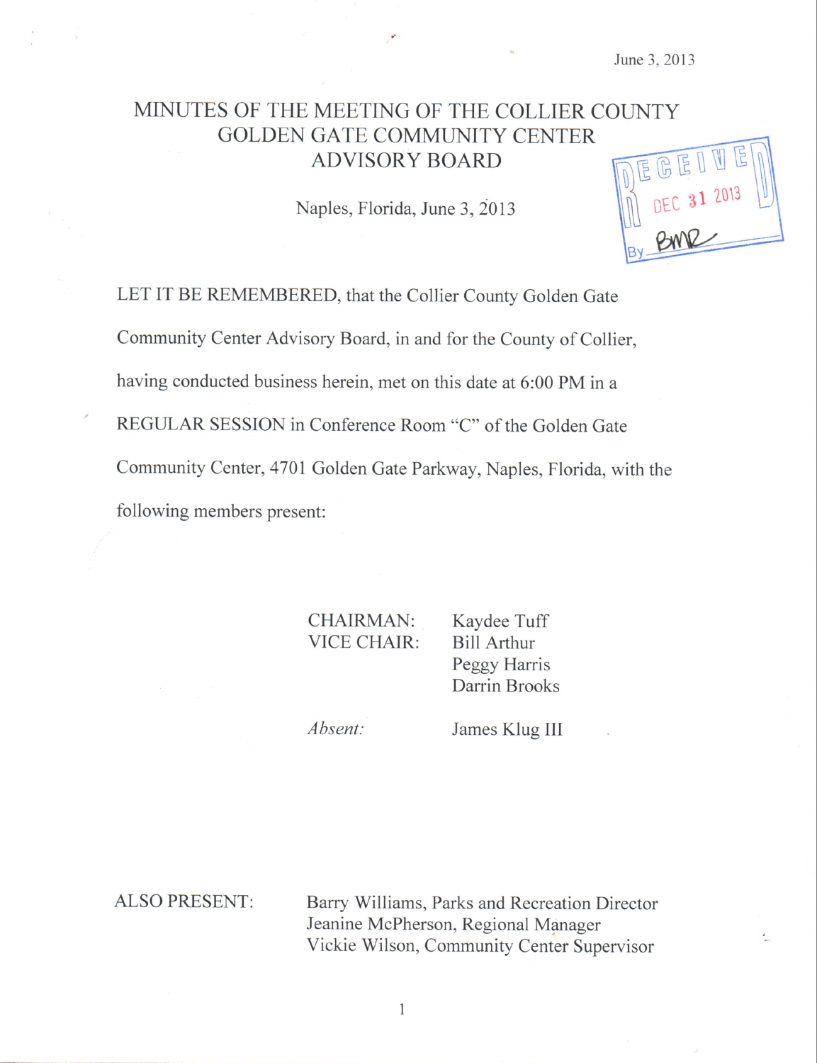June 3, 2013

# MINUTES OF THE MEETING OF THE COLLIER COUNTY GOLDEN GATE COMMUNITY CENTER ADVISORY BOARD

RECEIVED DEC 31 2013 By BMR

Naples, Florida, June 3, 2013

LET IT BE REMEMBERED, that the Collier County Golden Gate Community Center Advisory Board, in and for the County of Collier, having conducted business herein, met on this date at 6:00 PM in a REGULAR SESSION in Conference Room "C" of the Golden Gate Community Center, 4701 Golden Gate Parkway, Naples, Florida, with the following members present:

CHAIRMAN: Kaydee Tuff
VICE CHAIR: Bill Arthur
Peggy Harris
Darrin Brooks

*Absent:* James Klug III

ALSO PRESENT:
Barry Williams, Parks and Recreation Director
Jeanine McPherson, Regional Manager
Vickie Wilson, Community Center Supervisor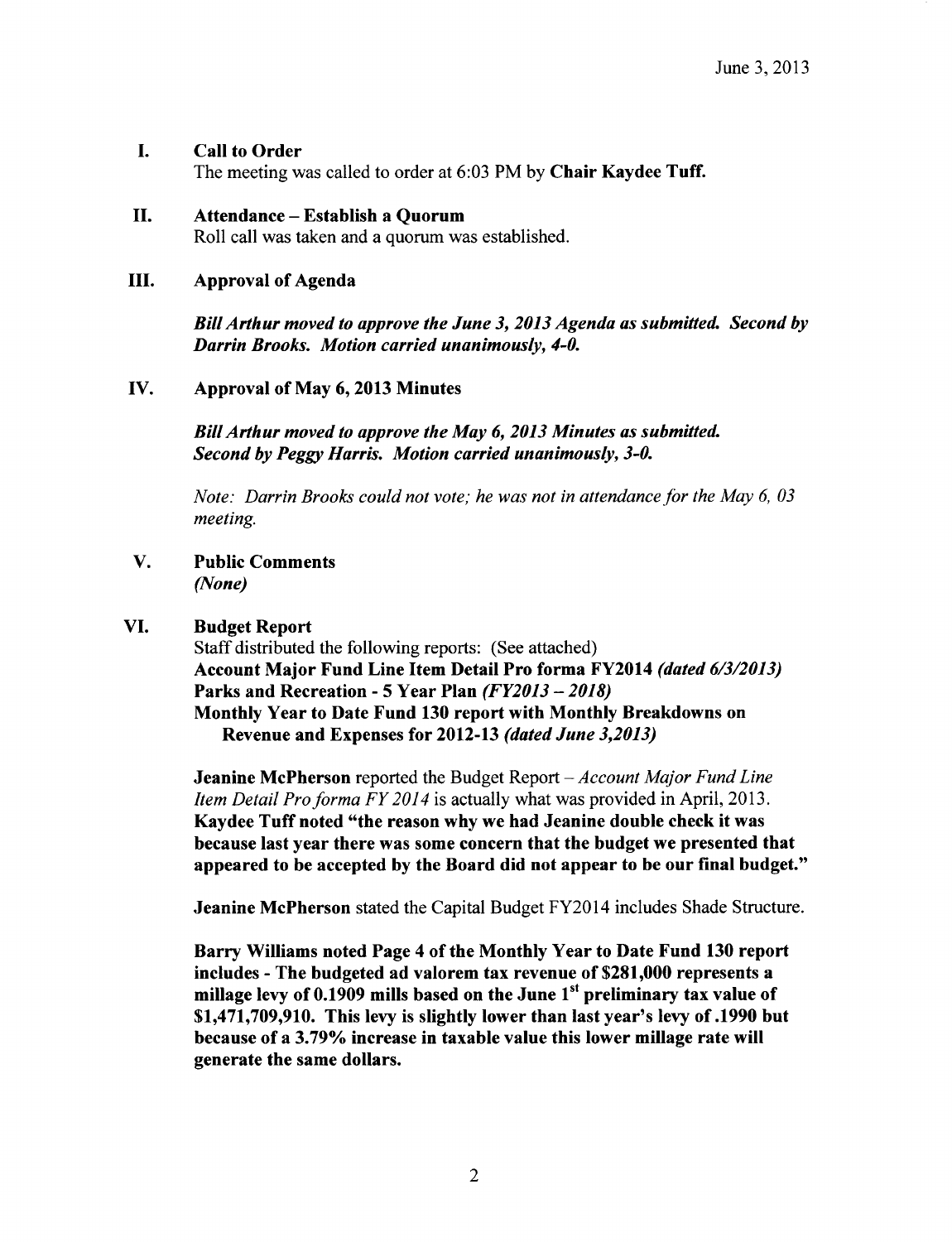June 3, 2013

## I. Call to Order

The meeting was called to order at 6:03 PM by **Chair Kaydee Tuff.**

## II. Attendance – Establish a Quorum

Roll call was taken and a quorum was established.

## III. Approval of Agenda

***Bill Arthur moved to approve the June 3, 2013 Agenda as submitted. Second by Darrin Brooks. Motion carried unanimously, 4-0.***

## IV. Approval of May 6, 2013 Minutes

***Bill Arthur moved to approve the May 6, 2013 Minutes as submitted. Second by Peggy Harris. Motion carried unanimously, 3-0.***

*Note: Darrin Brooks could not vote; he was not in attendance for the May 6, 03 meeting.*

## V. Public Comments

***(None)***

## VI. Budget Report

Staff distributed the following reports: (See attached)

**Account Major Fund Line Item Detail Pro forma FY2014** ***(dated 6/3/2013)***

**Parks and Recreation - 5 Year Plan** ***(FY2013 – 2018)***

**Monthly Year to Date Fund 130 report with Monthly Breakdowns on Revenue and Expenses for 2012-13** ***(dated June 3,2013)***

**Jeanine McPherson** reported the Budget Report – *Account Major Fund Line Item Detail Pro forma FY 2014* is actually what was provided in April, 2013. **Kaydee Tuff noted "the reason why we had Jeanine double check it was because last year there was some concern that the budget we presented that appeared to be accepted by the Board did not appear to be our final budget."**

**Jeanine McPherson** stated the Capital Budget FY2014 includes Shade Structure.

**Barry Williams noted Page 4 of the Monthly Year to Date Fund 130 report includes - The budgeted ad valorem tax revenue of $281,000 represents a millage levy of 0.1909 mills based on the June 1st preliminary tax value of $1,471,709,910. This levy is slightly lower than last year's levy of .1990 but because of a 3.79% increase in taxable value this lower millage rate will generate the same dollars.**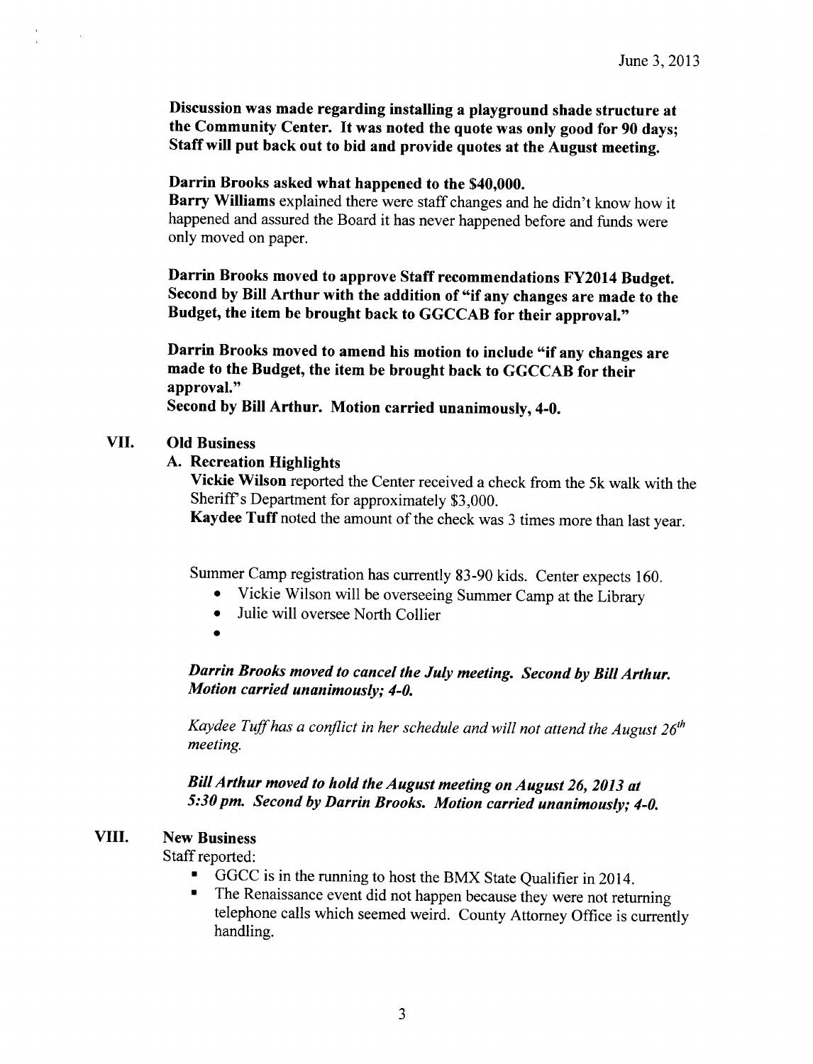**Discussion was made regarding installing a playground shade structure at the Community Center. It was noted the quote was only good for 90 days; Staff will put back out to bid and provide quotes at the August meeting.**

**Darrin Brooks asked what happened to the $40,000.**
**Barry Williams** explained there were staff changes and he didn't know how it happened and assured the Board it has never happened before and funds were only moved on paper.

**Darrin Brooks moved to approve Staff recommendations FY2014 Budget. Second by Bill Arthur with the addition of "if any changes are made to the Budget, the item be brought back to GGCCAB for their approval."**

**Darrin Brooks moved to amend his motion to include "if any changes are made to the Budget, the item be brought back to GGCCAB for their approval."**
**Second by Bill Arthur. Motion carried unanimously, 4-0.**

## VII. Old Business

### A. Recreation Highlights

**Vickie Wilson** reported the Center received a check from the 5k walk with the Sheriff's Department for approximately $3,000.
**Kaydee Tuff** noted the amount of the check was 3 times more than last year.

Summer Camp registration has currently 83-90 kids. Center expects 160.

- Vickie Wilson will be overseeing Summer Camp at the Library
- Julie will oversee North Collier
- 

***Darrin Brooks moved to cancel the July meeting. Second by Bill Arthur. Motion carried unanimously; 4-0.***

*Kaydee Tuff has a conflict in her schedule and will not attend the August 26th meeting.*

***Bill Arthur moved to hold the August meeting on August 26, 2013 at 5:30 pm. Second by Darrin Brooks. Motion carried unanimously; 4-0.***

## VIII. New Business

Staff reported:

- GGCC is in the running to host the BMX State Qualifier in 2014.
- The Renaissance event did not happen because they were not returning telephone calls which seemed weird. County Attorney Office is currently handling.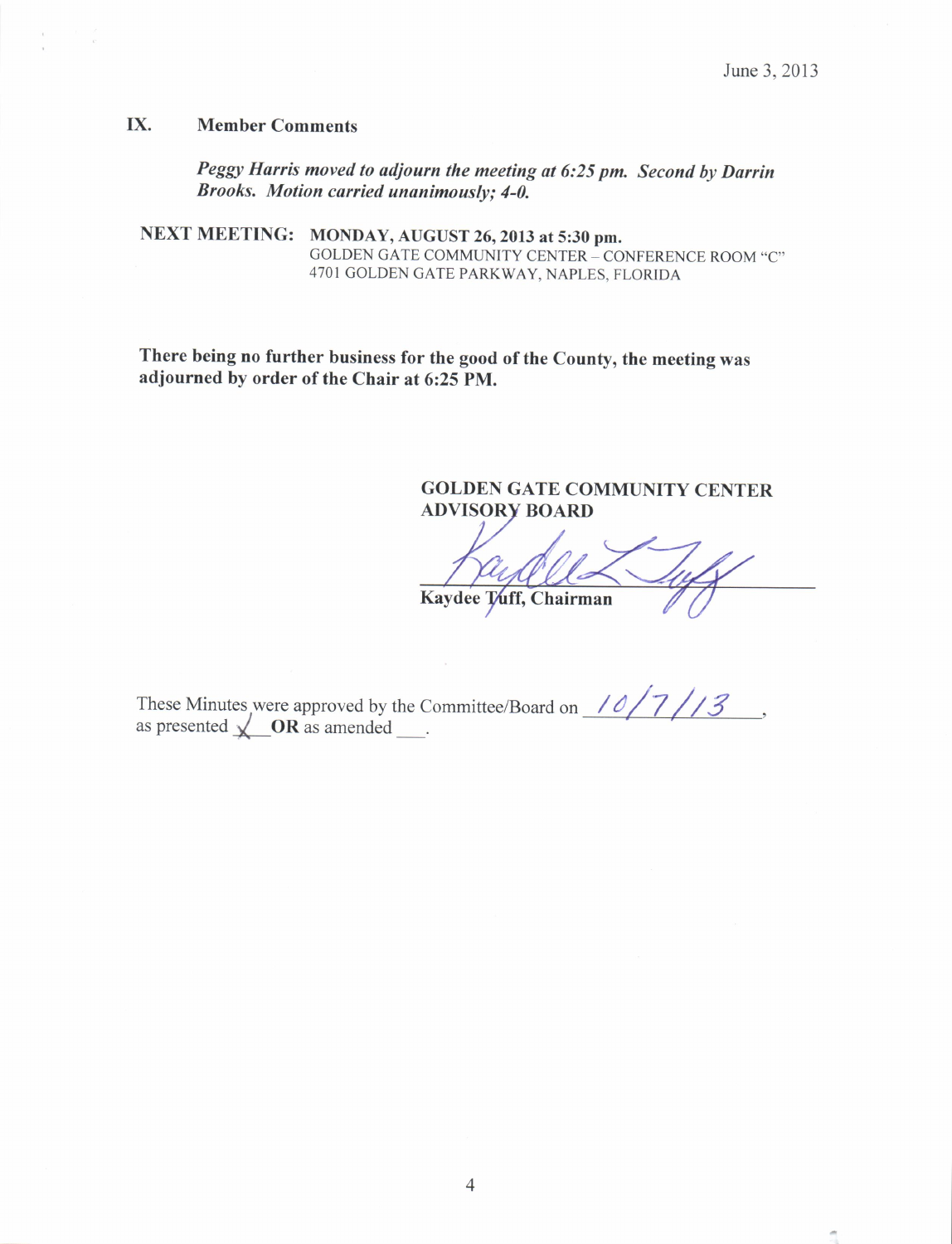June 3, 2013

## IX. Member Comments

***Peggy Harris moved to adjourn the meeting at 6:25 pm. Second by Darrin Brooks. Motion carried unanimously; 4-0.***

**NEXT MEETING: MONDAY, AUGUST 26, 2013 at 5:30 pm.**
GOLDEN GATE COMMUNITY CENTER – CONFERENCE ROOM "C"
4701 GOLDEN GATE PARKWAY, NAPLES, FLORIDA

**There being no further business for the good of the County, the meeting was adjourned by order of the Chair at 6:25 PM.**

**GOLDEN GATE COMMUNITY CENTER ADVISORY BOARD**

**Kaydee Tuff, Chairman**

These Minutes were approved by the Committee/Board on 10/7/13, as presented ✓ **OR** as amended ___.